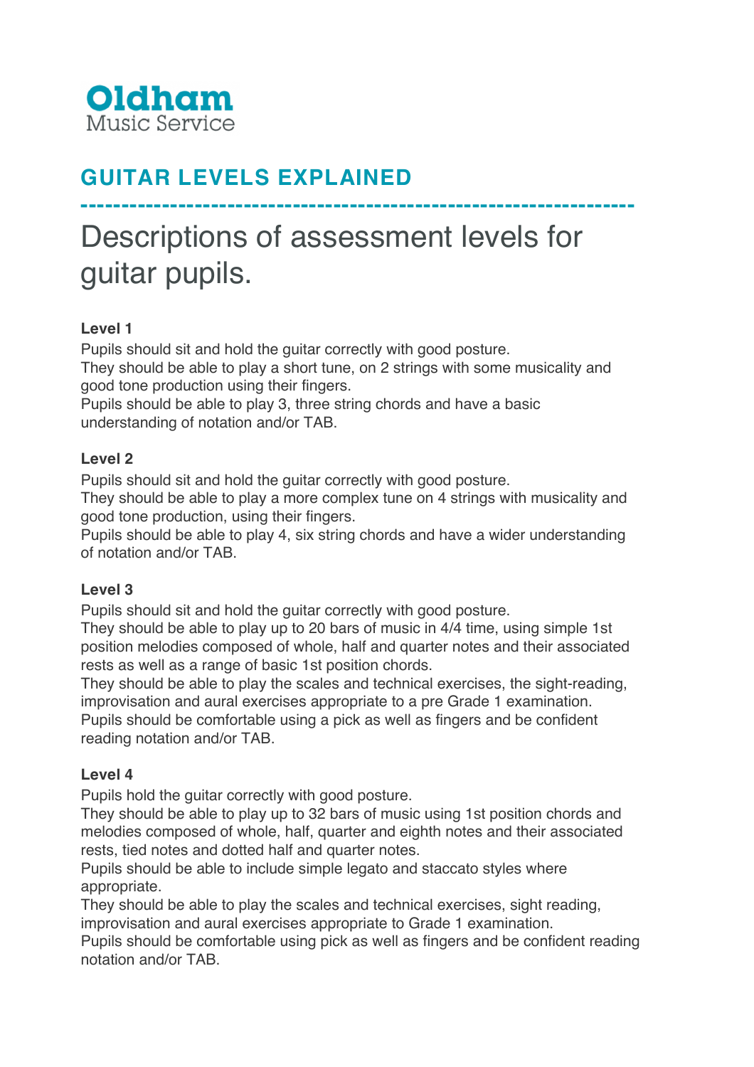**Oldham**
Music Service

# GUITAR LEVELS EXPLAINED

---

## Descriptions of assessment levels for guitar pupils.

**Level 1**

Pupils should sit and hold the guitar correctly with good posture.
They should be able to play a short tune, on 2 strings with some musicality and good tone production using their fingers.
Pupils should be able to play 3, three string chords and have a basic understanding of notation and/or TAB.

**Level 2**

Pupils should sit and hold the guitar correctly with good posture.
They should be able to play a more complex tune on 4 strings with musicality and good tone production, using their fingers.
Pupils should be able to play 4, six string chords and have a wider understanding of notation and/or TAB.

**Level 3**

Pupils should sit and hold the guitar correctly with good posture.
They should be able to play up to 20 bars of music in 4/4 time, using simple 1st position melodies composed of whole, half and quarter notes and their associated rests as well as a range of basic 1st position chords.
They should be able to play the scales and technical exercises, the sight-reading, improvisation and aural exercises appropriate to a pre Grade 1 examination.
Pupils should be comfortable using a pick as well as fingers and be confident reading notation and/or TAB.

**Level 4**

Pupils hold the guitar correctly with good posture.
They should be able to play up to 32 bars of music using 1st position chords and melodies composed of whole, half, quarter and eighth notes and their associated rests, tied notes and dotted half and quarter notes.
Pupils should be able to include simple legato and staccato styles where appropriate.
They should be able to play the scales and technical exercises, sight reading, improvisation and aural exercises appropriate to Grade 1 examination.
Pupils should be comfortable using pick as well as fingers and be confident reading notation and/or TAB.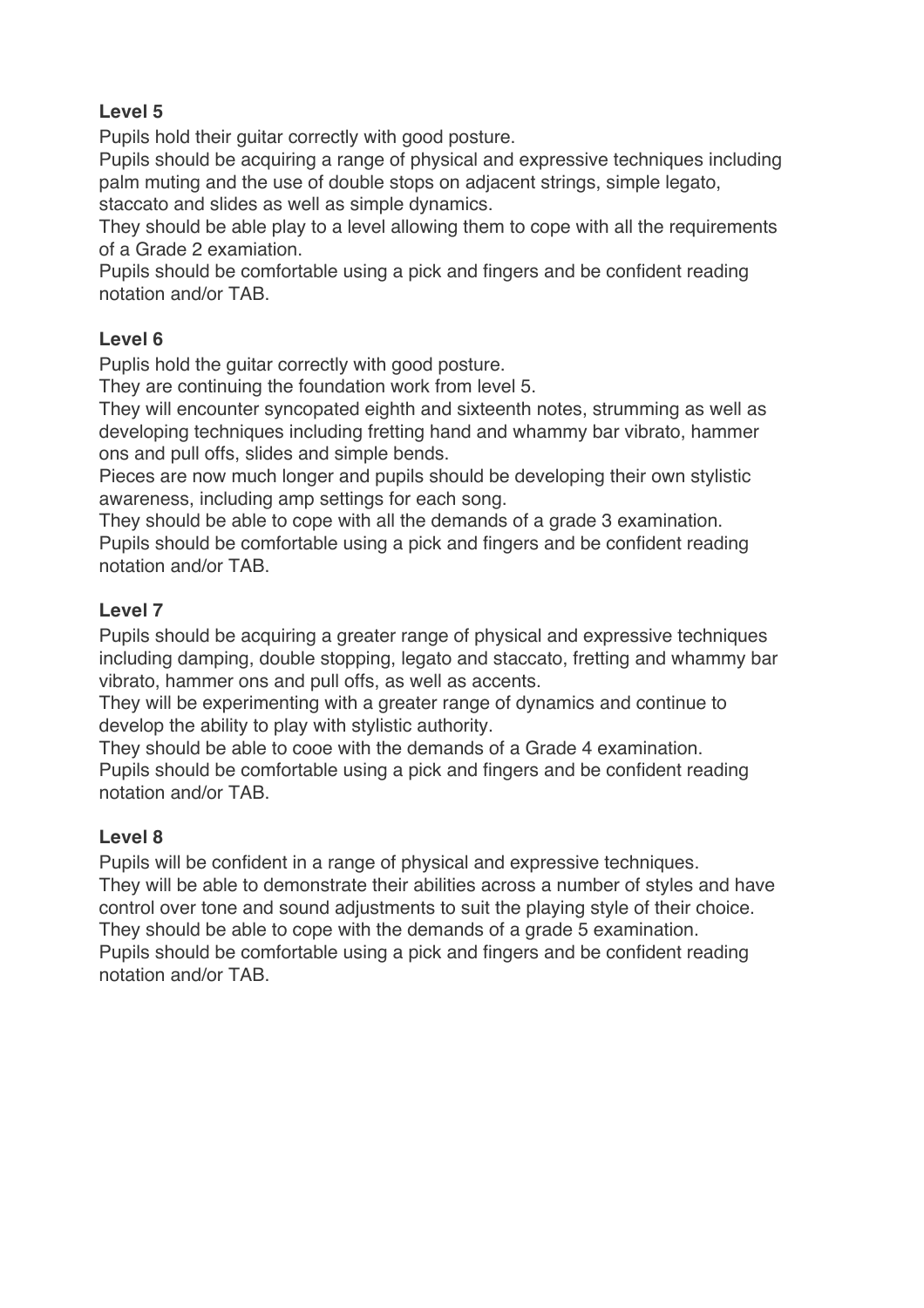**Level 5**

Pupils hold their guitar correctly with good posture.
Pupils should be acquiring a range of physical and expressive techniques including palm muting and the use of double stops on adjacent strings, simple legato, staccato and slides as well as simple dynamics.
They should be able play to a level allowing them to cope with all the requirements of a Grade 2 examiation.
Pupils should be comfortable using a pick and fingers and be confident reading notation and/or TAB.

**Level 6**

Puplis hold the guitar correctly with good posture.
They are continuing the foundation work from level 5.
They will encounter syncopated eighth and sixteenth notes, strumming as well as developing techniques including fretting hand and whammy bar vibrato, hammer ons and pull offs, slides and simple bends.
Pieces are now much longer and pupils should be developing their own stylistic awareness, including amp settings for each song.
They should be able to cope with all the demands of a grade 3 examination.
Pupils should be comfortable using a pick and fingers and be confident reading notation and/or TAB.

**Level 7**

Pupils should be acquiring a greater range of physical and expressive techniques including damping, double stopping, legato and staccato, fretting and whammy bar vibrato, hammer ons and pull offs, as well as accents.
They will be experimenting with a greater range of dynamics and continue to develop the ability to play with stylistic authority.
They should be able to cooe with the demands of a Grade 4 examination.
Pupils should be comfortable using a pick and fingers and be confident reading notation and/or TAB.

**Level 8**

Pupils will be confident in a range of physical and expressive techniques.
They will be able to demonstrate their abilities across a number of styles and have control over tone and sound adjustments to suit the playing style of their choice.
They should be able to cope with the demands of a grade 5 examination.
Pupils should be comfortable using a pick and fingers and be confident reading notation and/or TAB.